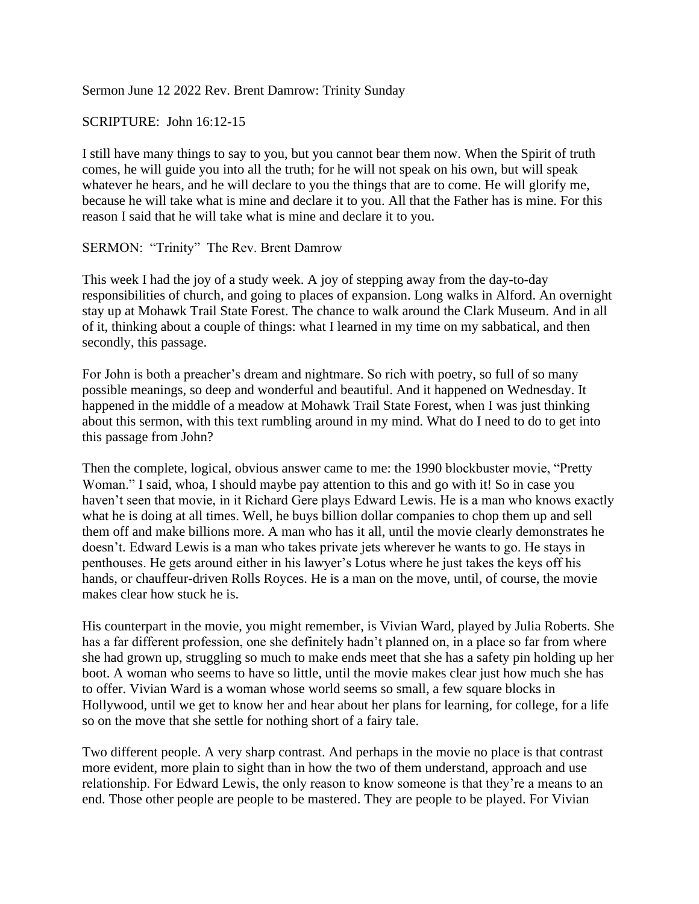Sermon June 12 2022 Rev. Brent Damrow: Trinity Sunday

SCRIPTURE: John 16:12-15

I still have many things to say to you, but you cannot bear them now. When the Spirit of truth comes, he will guide you into all the truth; for he will not speak on his own, but will speak whatever he hears, and he will declare to you the things that are to come. He will glorify me, because he will take what is mine and declare it to you. All that the Father has is mine. For this reason I said that he will take what is mine and declare it to you.

SERMON: "Trinity" The Rev. Brent Damrow

This week I had the joy of a study week. A joy of stepping away from the day-to-day responsibilities of church, and going to places of expansion. Long walks in Alford. An overnight stay up at Mohawk Trail State Forest. The chance to walk around the Clark Museum. And in all of it, thinking about a couple of things: what I learned in my time on my sabbatical, and then secondly, this passage.

For John is both a preacher's dream and nightmare. So rich with poetry, so full of so many possible meanings, so deep and wonderful and beautiful. And it happened on Wednesday. It happened in the middle of a meadow at Mohawk Trail State Forest, when I was just thinking about this sermon, with this text rumbling around in my mind. What do I need to do to get into this passage from John?

Then the complete, logical, obvious answer came to me: the 1990 blockbuster movie, "Pretty Woman." I said, whoa, I should maybe pay attention to this and go with it! So in case you haven't seen that movie, in it Richard Gere plays Edward Lewis. He is a man who knows exactly what he is doing at all times. Well, he buys billion dollar companies to chop them up and sell them off and make billions more. A man who has it all, until the movie clearly demonstrates he doesn't. Edward Lewis is a man who takes private jets wherever he wants to go. He stays in penthouses. He gets around either in his lawyer's Lotus where he just takes the keys off his hands, or chauffeur-driven Rolls Royces. He is a man on the move, until, of course, the movie makes clear how stuck he is.

His counterpart in the movie, you might remember, is Vivian Ward, played by Julia Roberts. She has a far different profession, one she definitely hadn't planned on, in a place so far from where she had grown up, struggling so much to make ends meet that she has a safety pin holding up her boot. A woman who seems to have so little, until the movie makes clear just how much she has to offer. Vivian Ward is a woman whose world seems so small, a few square blocks in Hollywood, until we get to know her and hear about her plans for learning, for college, for a life so on the move that she settle for nothing short of a fairy tale.

Two different people. A very sharp contrast. And perhaps in the movie no place is that contrast more evident, more plain to sight than in how the two of them understand, approach and use relationship. For Edward Lewis, the only reason to know someone is that they're a means to an end. Those other people are people to be mastered. They are people to be played. For Vivian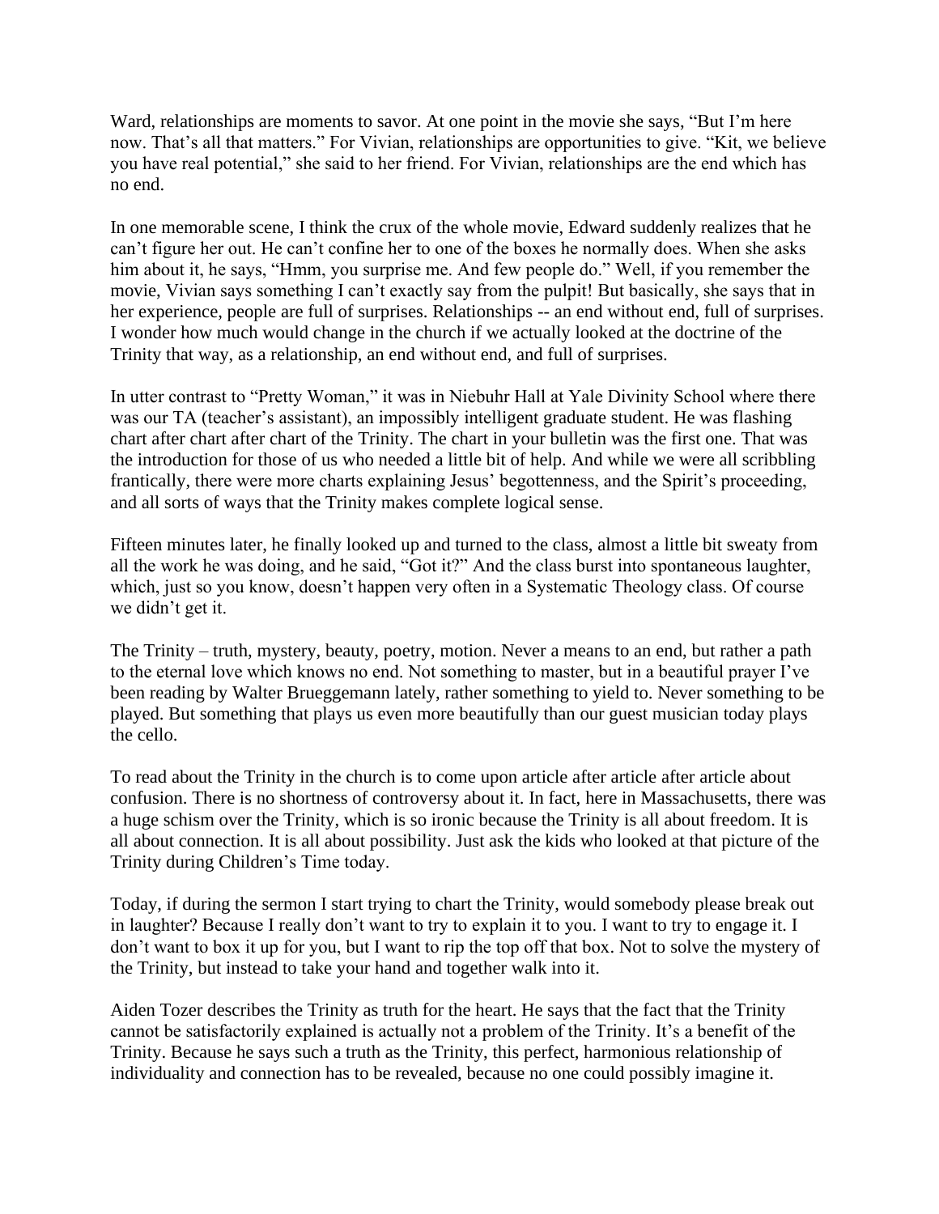Ward, relationships are moments to savor. At one point in the movie she says, "But I'm here now. That's all that matters." For Vivian, relationships are opportunities to give. "Kit, we believe you have real potential," she said to her friend. For Vivian, relationships are the end which has no end.

In one memorable scene, I think the crux of the whole movie, Edward suddenly realizes that he can't figure her out. He can't confine her to one of the boxes he normally does. When she asks him about it, he says, "Hmm, you surprise me. And few people do." Well, if you remember the movie, Vivian says something I can't exactly say from the pulpit! But basically, she says that in her experience, people are full of surprises. Relationships -- an end without end, full of surprises. I wonder how much would change in the church if we actually looked at the doctrine of the Trinity that way, as a relationship, an end without end, and full of surprises.

In utter contrast to "Pretty Woman," it was in Niebuhr Hall at Yale Divinity School where there was our TA (teacher's assistant), an impossibly intelligent graduate student. He was flashing chart after chart after chart of the Trinity. The chart in your bulletin was the first one. That was the introduction for those of us who needed a little bit of help. And while we were all scribbling frantically, there were more charts explaining Jesus' begottenness, and the Spirit's proceeding, and all sorts of ways that the Trinity makes complete logical sense.

Fifteen minutes later, he finally looked up and turned to the class, almost a little bit sweaty from all the work he was doing, and he said, "Got it?" And the class burst into spontaneous laughter, which, just so you know, doesn't happen very often in a Systematic Theology class. Of course we didn't get it.

The Trinity – truth, mystery, beauty, poetry, motion. Never a means to an end, but rather a path to the eternal love which knows no end. Not something to master, but in a beautiful prayer I've been reading by Walter Brueggemann lately, rather something to yield to. Never something to be played. But something that plays us even more beautifully than our guest musician today plays the cello.

To read about the Trinity in the church is to come upon article after article after article about confusion. There is no shortness of controversy about it. In fact, here in Massachusetts, there was a huge schism over the Trinity, which is so ironic because the Trinity is all about freedom. It is all about connection. It is all about possibility. Just ask the kids who looked at that picture of the Trinity during Children's Time today.

Today, if during the sermon I start trying to chart the Trinity, would somebody please break out in laughter? Because I really don't want to try to explain it to you. I want to try to engage it. I don't want to box it up for you, but I want to rip the top off that box. Not to solve the mystery of the Trinity, but instead to take your hand and together walk into it.

Aiden Tozer describes the Trinity as truth for the heart. He says that the fact that the Trinity cannot be satisfactorily explained is actually not a problem of the Trinity. It's a benefit of the Trinity. Because he says such a truth as the Trinity, this perfect, harmonious relationship of individuality and connection has to be revealed, because no one could possibly imagine it.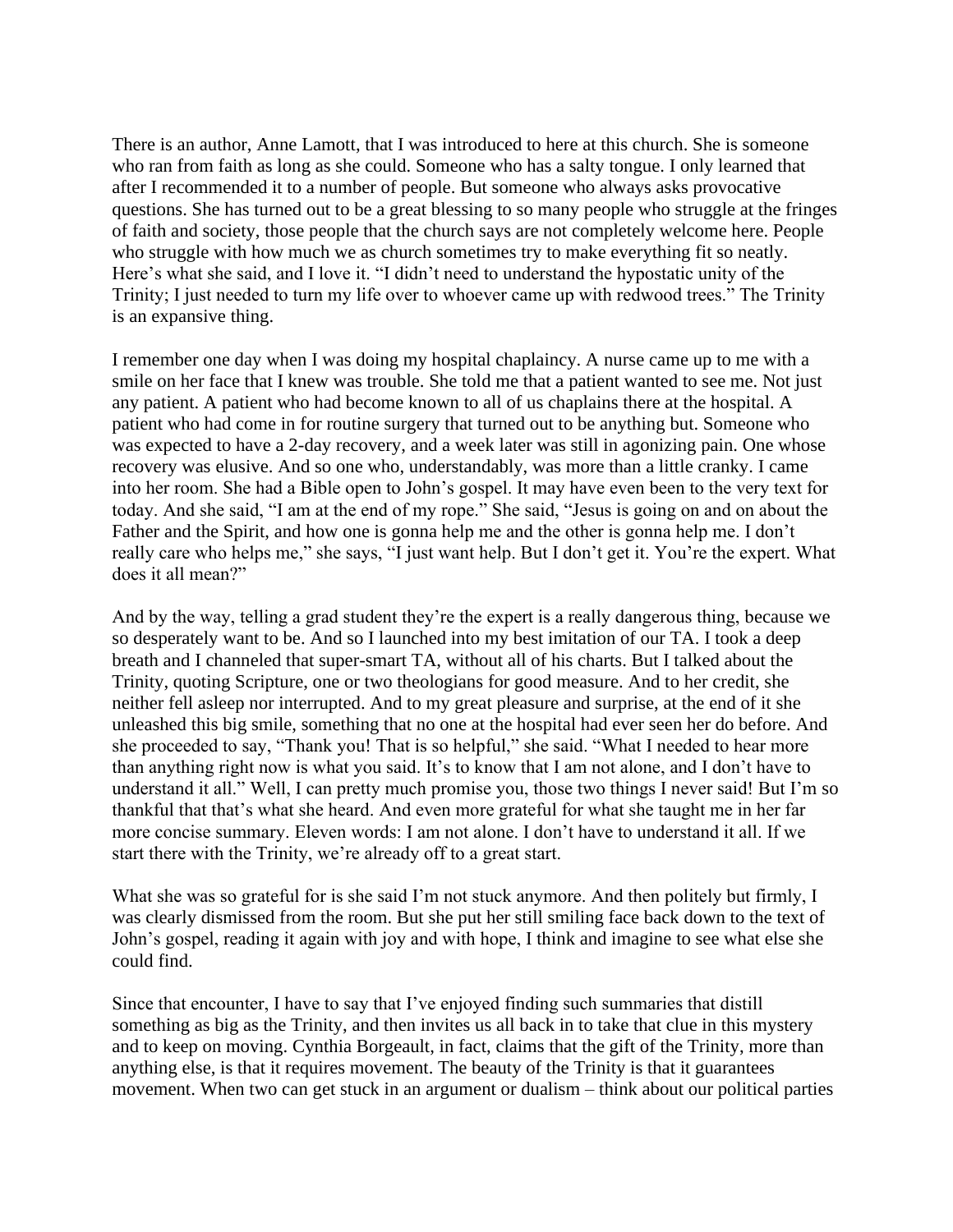There is an author, Anne Lamott, that I was introduced to here at this church. She is someone who ran from faith as long as she could. Someone who has a salty tongue. I only learned that after I recommended it to a number of people. But someone who always asks provocative questions. She has turned out to be a great blessing to so many people who struggle at the fringes of faith and society, those people that the church says are not completely welcome here. People who struggle with how much we as church sometimes try to make everything fit so neatly. Here's what she said, and I love it. "I didn't need to understand the hypostatic unity of the Trinity; I just needed to turn my life over to whoever came up with redwood trees." The Trinity is an expansive thing.

I remember one day when I was doing my hospital chaplaincy. A nurse came up to me with a smile on her face that I knew was trouble. She told me that a patient wanted to see me. Not just any patient. A patient who had become known to all of us chaplains there at the hospital. A patient who had come in for routine surgery that turned out to be anything but. Someone who was expected to have a 2-day recovery, and a week later was still in agonizing pain. One whose recovery was elusive. And so one who, understandably, was more than a little cranky. I came into her room. She had a Bible open to John's gospel. It may have even been to the very text for today. And she said, "I am at the end of my rope." She said, "Jesus is going on and on about the Father and the Spirit, and how one is gonna help me and the other is gonna help me. I don't really care who helps me," she says, "I just want help. But I don't get it. You're the expert. What does it all mean?"

And by the way, telling a grad student they're the expert is a really dangerous thing, because we so desperately want to be. And so I launched into my best imitation of our TA. I took a deep breath and I channeled that super-smart TA, without all of his charts. But I talked about the Trinity, quoting Scripture, one or two theologians for good measure. And to her credit, she neither fell asleep nor interrupted. And to my great pleasure and surprise, at the end of it she unleashed this big smile, something that no one at the hospital had ever seen her do before. And she proceeded to say, "Thank you! That is so helpful," she said. "What I needed to hear more than anything right now is what you said. It's to know that I am not alone, and I don't have to understand it all." Well, I can pretty much promise you, those two things I never said! But I'm so thankful that that's what she heard. And even more grateful for what she taught me in her far more concise summary. Eleven words: I am not alone. I don't have to understand it all. If we start there with the Trinity, we're already off to a great start.

What she was so grateful for is she said I'm not stuck anymore. And then politely but firmly, I was clearly dismissed from the room. But she put her still smiling face back down to the text of John's gospel, reading it again with joy and with hope, I think and imagine to see what else she could find.

Since that encounter, I have to say that I've enjoyed finding such summaries that distill something as big as the Trinity, and then invites us all back in to take that clue in this mystery and to keep on moving. Cynthia Borgeault, in fact, claims that the gift of the Trinity, more than anything else, is that it requires movement. The beauty of the Trinity is that it guarantees movement. When two can get stuck in an argument or dualism – think about our political parties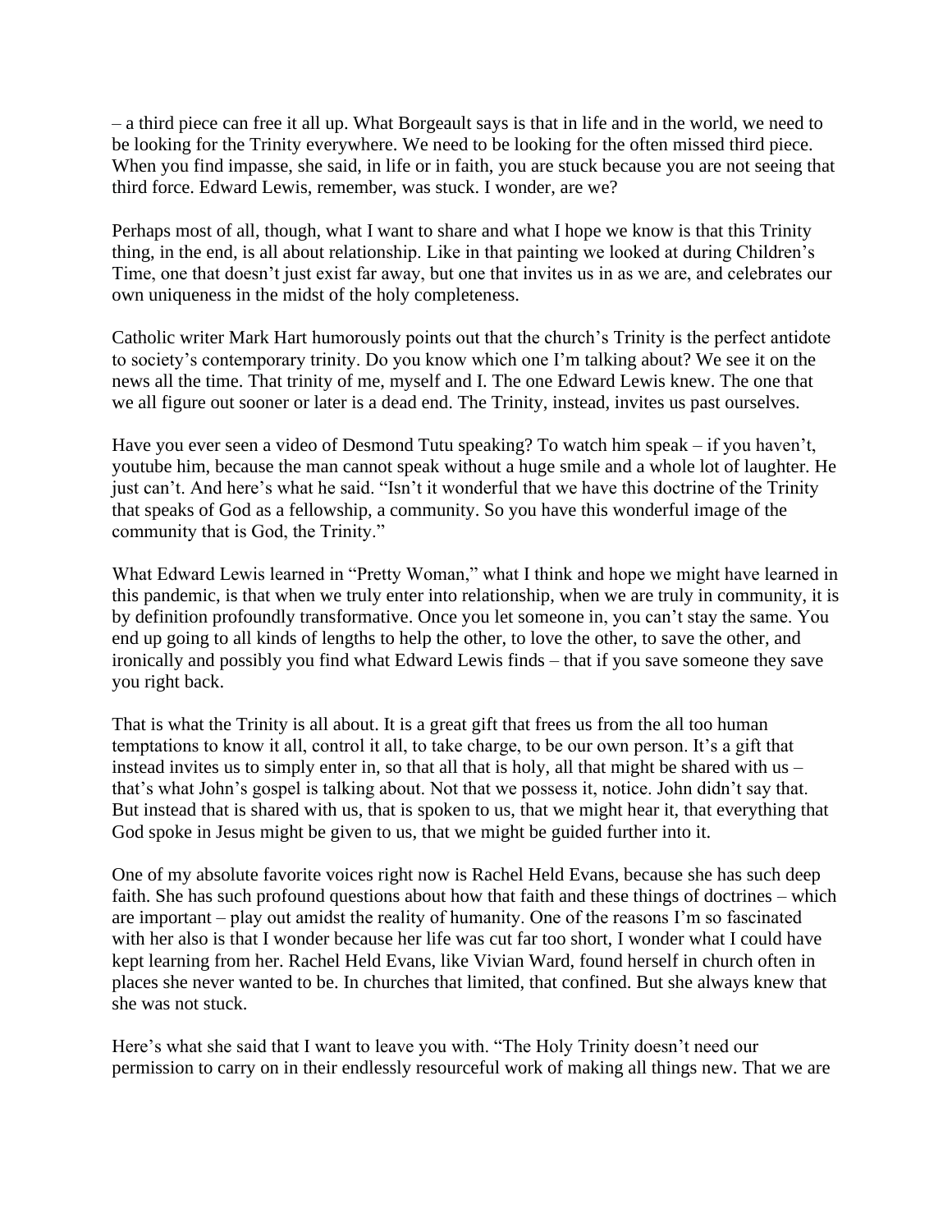– a third piece can free it all up. What Borgeault says is that in life and in the world, we need to be looking for the Trinity everywhere. We need to be looking for the often missed third piece. When you find impasse, she said, in life or in faith, you are stuck because you are not seeing that third force. Edward Lewis, remember, was stuck. I wonder, are we?

Perhaps most of all, though, what I want to share and what I hope we know is that this Trinity thing, in the end, is all about relationship. Like in that painting we looked at during Children's Time, one that doesn't just exist far away, but one that invites us in as we are, and celebrates our own uniqueness in the midst of the holy completeness.

Catholic writer Mark Hart humorously points out that the church's Trinity is the perfect antidote to society's contemporary trinity. Do you know which one I'm talking about? We see it on the news all the time. That trinity of me, myself and I. The one Edward Lewis knew. The one that we all figure out sooner or later is a dead end. The Trinity, instead, invites us past ourselves.

Have you ever seen a video of Desmond Tutu speaking? To watch him speak – if you haven't, youtube him, because the man cannot speak without a huge smile and a whole lot of laughter. He just can't. And here's what he said. "Isn't it wonderful that we have this doctrine of the Trinity that speaks of God as a fellowship, a community. So you have this wonderful image of the community that is God, the Trinity."

What Edward Lewis learned in "Pretty Woman," what I think and hope we might have learned in this pandemic, is that when we truly enter into relationship, when we are truly in community, it is by definition profoundly transformative. Once you let someone in, you can't stay the same. You end up going to all kinds of lengths to help the other, to love the other, to save the other, and ironically and possibly you find what Edward Lewis finds – that if you save someone they save you right back.

That is what the Trinity is all about. It is a great gift that frees us from the all too human temptations to know it all, control it all, to take charge, to be our own person. It's a gift that instead invites us to simply enter in, so that all that is holy, all that might be shared with us – that's what John's gospel is talking about. Not that we possess it, notice. John didn't say that. But instead that is shared with us, that is spoken to us, that we might hear it, that everything that God spoke in Jesus might be given to us, that we might be guided further into it.

One of my absolute favorite voices right now is Rachel Held Evans, because she has such deep faith. She has such profound questions about how that faith and these things of doctrines – which are important – play out amidst the reality of humanity. One of the reasons I'm so fascinated with her also is that I wonder because her life was cut far too short, I wonder what I could have kept learning from her. Rachel Held Evans, like Vivian Ward, found herself in church often in places she never wanted to be. In churches that limited, that confined. But she always knew that she was not stuck.

Here's what she said that I want to leave you with. "The Holy Trinity doesn't need our permission to carry on in their endlessly resourceful work of making all things new. That we are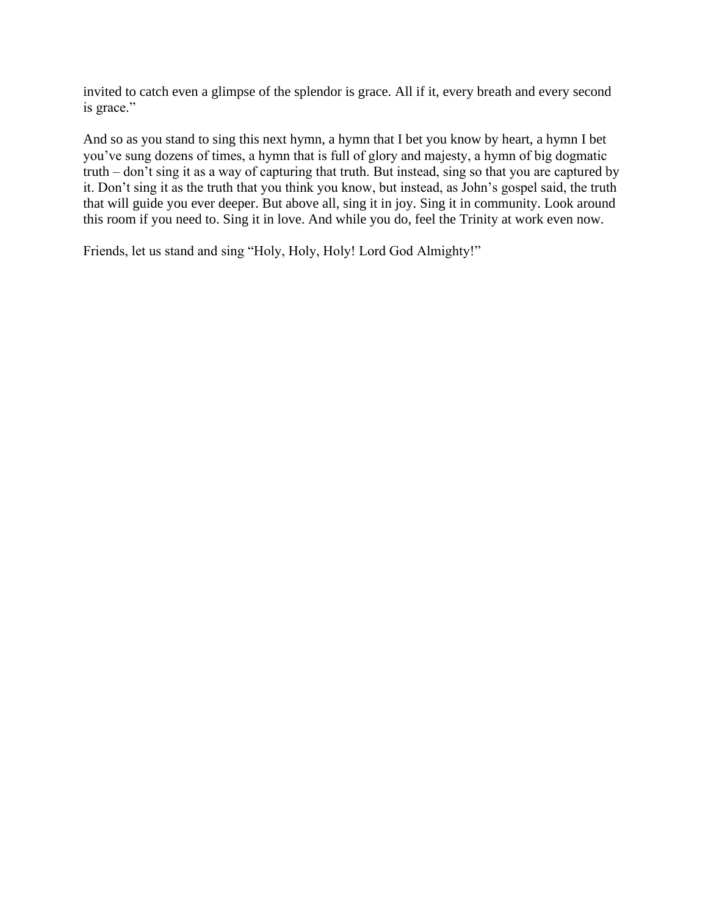invited to catch even a glimpse of the splendor is grace. All if it, every breath and every second is grace."

And so as you stand to sing this next hymn, a hymn that I bet you know by heart, a hymn I bet you've sung dozens of times, a hymn that is full of glory and majesty, a hymn of big dogmatic truth – don't sing it as a way of capturing that truth. But instead, sing so that you are captured by it. Don't sing it as the truth that you think you know, but instead, as John's gospel said, the truth that will guide you ever deeper. But above all, sing it in joy. Sing it in community. Look around this room if you need to. Sing it in love. And while you do, feel the Trinity at work even now.

Friends, let us stand and sing "Holy, Holy, Holy! Lord God Almighty!"